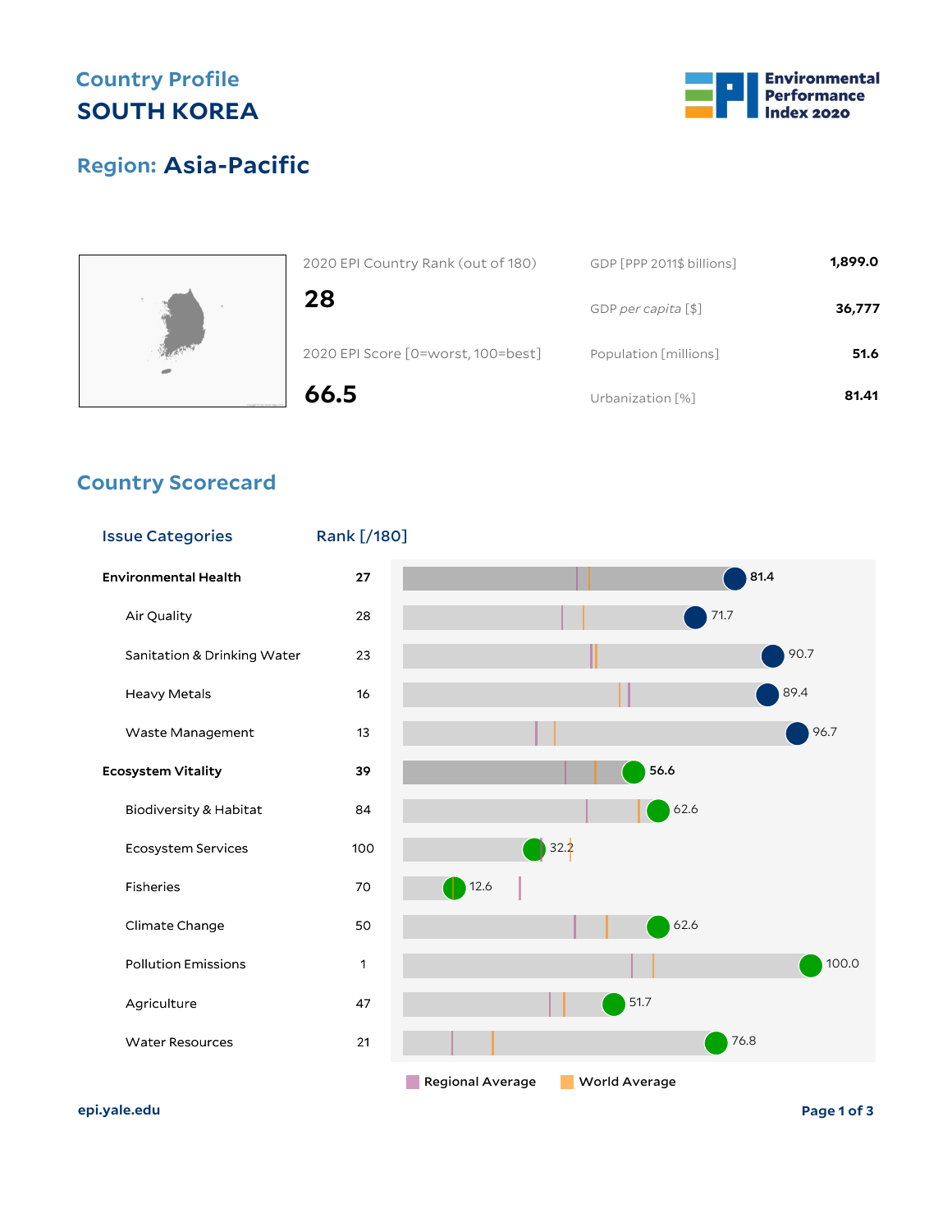## Country Profile

# SOUTH KOREA

Environmental Performance Index 2020

## Region: Asia-Pacific

| 2020 EPI Country Rank (out of 180) | |
|---|---|
| **28** | |

| 2020 EPI Score [0=worst, 100=best] | |
|---|---|
| **66.5** | |

| | |
|---|---|
| GDP [PPP 2011$ billions] | **1,899.0** |
| GDP *per capita* [$] | **36,777** |
| Population [millions] | **51.6** |
| Urbanization [%] | **81.41** |

## Country Scorecard

| Issue Categories | Rank [/180] | Score |
|---|---|---|
| **Environmental Health** | 27 | 81.4 |
| Air Quality | 28 | 71.7 |
| Sanitation & Drinking Water | 23 | 90.7 |
| Heavy Metals | 16 | 89.4 |
| Waste Management | 13 | 96.7 |
| **Ecosystem Vitality** | 39 | 56.6 |
| Biodiversity & Habitat | 84 | 62.6 |
| Ecosystem Services | 100 | 32.2 |
| Fisheries | 70 | 12.6 |
| Climate Change | 50 | 62.6 |
| Pollution Emissions | 1 | 100.0 |
| Agriculture | 47 | 51.7 |
| Water Resources | 21 | 76.8 |

Regional Average   World Average

epi.yale.edu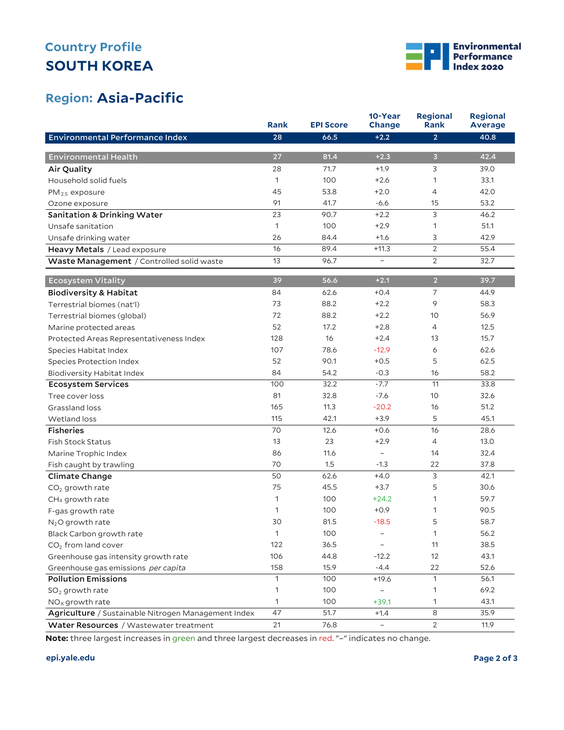## Country Profile

# SOUTH KOREA

## Region: Asia-Pacific

| | Rank | EPI Score | 10-Year Change | Regional Rank | Regional Average |
|---|---|---|---|---|---|
| **Environmental Performance Index** | 28 | 66.5 | +2.2 | 2 | 40.8 |
| **Environmental Health** | 27 | 81.4 | +2.3 | 3 | 42.4 |
| **Air Quality** | 28 | 71.7 | +1.9 | 3 | 39.0 |
| Household solid fuels | 1 | 100 | +2.6 | 1 | 33.1 |
| $PM_{2.5}$ exposure | 45 | 53.8 | +2.0 | 4 | 42.0 |
| Ozone exposure | 91 | 41.7 | -6.6 | 15 | 53.2 |
| **Sanitation & Drinking Water** | 23 | 90.7 | +2.2 | 3 | 46.2 |
| Unsafe sanitation | 1 | 100 | +2.9 | 1 | 51.1 |
| Unsafe drinking water | 26 | 84.4 | +1.6 | 3 | 42.9 |
| **Heavy Metals** / Lead exposure | 16 | 89.4 | +11.3 | 2 | 55.4 |
| **Waste Management** / Controlled solid waste | 13 | 96.7 | – | 2 | 32.7 |
| **Ecosystem Vitality** | 39 | 56.6 | +2.1 | 2 | 39.7 |
| **Biodiversity & Habitat** | 84 | 62.6 | +0.4 | 7 | 44.9 |
| Terrestrial biomes (nat'l) | 73 | 88.2 | +2.2 | 9 | 58.3 |
| Terrestrial biomes (global) | 72 | 88.2 | +2.2 | 10 | 56.9 |
| Marine protected areas | 52 | 17.2 | +2.8 | 4 | 12.5 |
| Protected Areas Representativeness Index | 128 | 16 | +2.4 | 13 | 15.7 |
| Species Habitat Index | 107 | 78.6 | -12.9 | 6 | 62.6 |
| Species Protection Index | 52 | 90.1 | +0.5 | 5 | 62.5 |
| Biodiversity Habitat Index | 84 | 54.2 | -0.3 | 16 | 58.2 |
| **Ecosystem Services** | 100 | 32.2 | -7.7 | 11 | 33.8 |
| Tree cover loss | 81 | 32.8 | -7.6 | 10 | 32.6 |
| Grassland loss | 165 | 11.3 | -20.2 | 16 | 51.2 |
| Wetland loss | 115 | 42.1 | +3.9 | 5 | 45.1 |
| **Fisheries** | 70 | 12.6 | +0.6 | 16 | 28.6 |
| Fish Stock Status | 13 | 23 | +2.9 | 4 | 13.0 |
| Marine Trophic Index | 86 | 11.6 | – | 14 | 32.4 |
| Fish caught by trawling | 70 | 1.5 | -1.3 | 22 | 37.8 |
| **Climate Change** | 50 | 62.6 | +4.0 | 3 | 42.1 |
| $CO_2$ growth rate | 75 | 45.5 | +3.7 | 5 | 30.6 |
| $CH_4$ growth rate | 1 | 100 | +24.2 | 1 | 59.7 |
| F-gas growth rate | 1 | 100 | +0.9 | 1 | 90.5 |
| $N_2O$ growth rate | 30 | 81.5 | -18.5 | 5 | 58.7 |
| Black Carbon growth rate | 1 | 100 | – | 1 | 56.2 |
| $CO_2$ from land cover | 122 | 36.5 | – | 11 | 38.5 |
| Greenhouse gas intensity growth rate | 106 | 44.8 | -12.2 | 12 | 43.1 |
| Greenhouse gas emissions *per capita* | 158 | 15.9 | -4.4 | 22 | 52.6 |
| **Pollution Emissions** | 1 | 100 | +19.6 | 1 | 56.1 |
| $SO_2$ growth rate | 1 | 100 | – | 1 | 69.2 |
| $NO_X$ growth rate | 1 | 100 | +39.1 | 1 | 43.1 |
| **Agriculture** / Sustainable Nitrogen Management Index | 47 | 51.7 | +1.4 | 8 | 35.9 |
| **Water Resources** / Wastewater treatment | 21 | 76.8 | – | 2 | 11.9 |

**Note:** three largest increases in green and three largest decreases in red. "–" indicates no change.

epi.yale.edu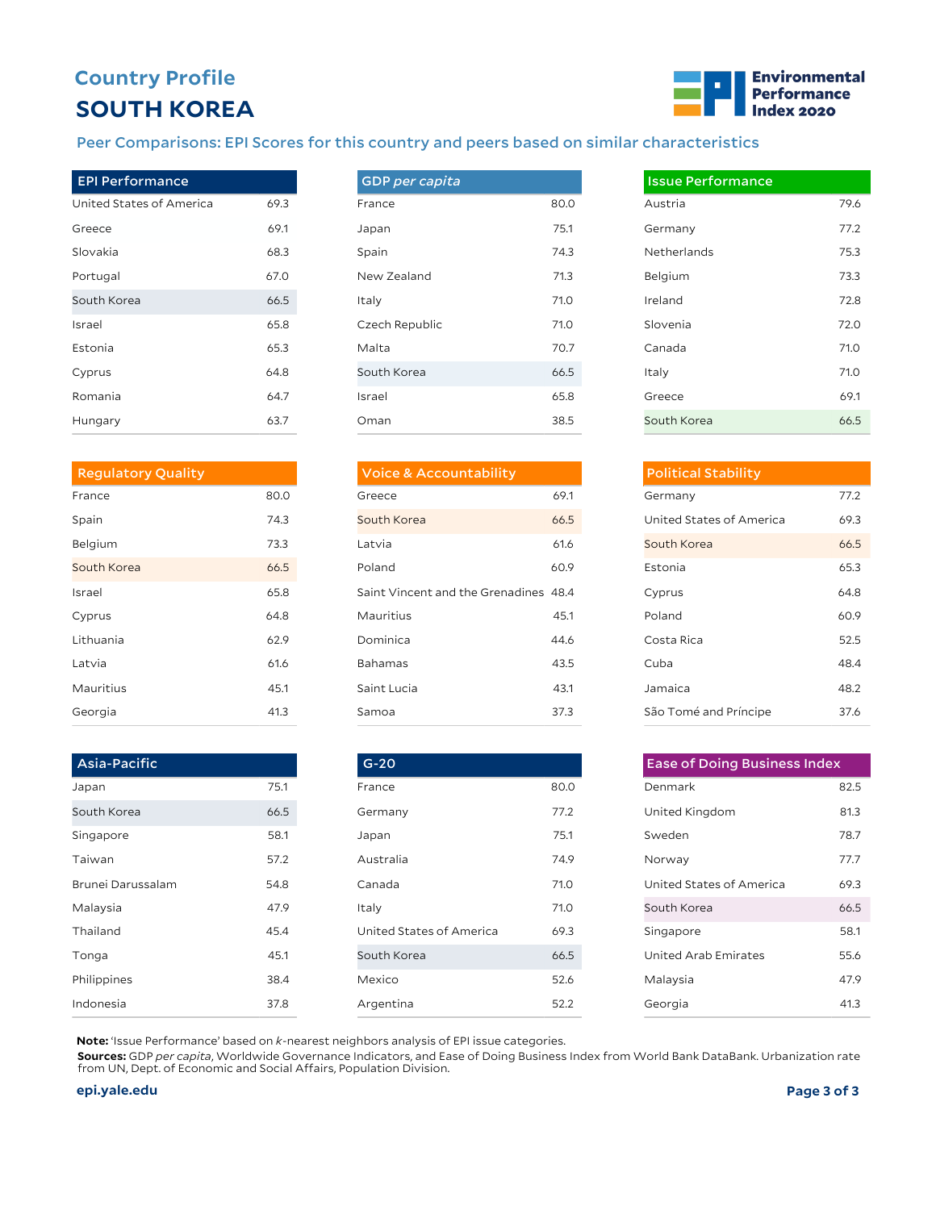# Country Profile
# SOUTH KOREA

Environmental Performance Index 2020

## Peer Comparisons: EPI Scores for this country and peers based on similar characteristics

| EPI Performance | |
|---|---|
| United States of America | 69.3 |
| Greece | 69.1 |
| Slovakia | 68.3 |
| Portugal | 67.0 |
| South Korea | 66.5 |
| Israel | 65.8 |
| Estonia | 65.3 |
| Cyprus | 64.8 |
| Romania | 64.7 |
| Hungary | 63.7 |

| GDP *per capita* | |
|---|---|
| France | 80.0 |
| Japan | 75.1 |
| Spain | 74.3 |
| New Zealand | 71.3 |
| Italy | 71.0 |
| Czech Republic | 71.0 |
| Malta | 70.7 |
| South Korea | 66.5 |
| Israel | 65.8 |
| Oman | 38.5 |

| Issue Performance | |
|---|---|
| Austria | 79.6 |
| Germany | 77.2 |
| Netherlands | 75.3 |
| Belgium | 73.3 |
| Ireland | 72.8 |
| Slovenia | 72.0 |
| Canada | 71.0 |
| Italy | 71.0 |
| Greece | 69.1 |
| South Korea | 66.5 |

| Regulatory Quality | |
|---|---|
| France | 80.0 |
| Spain | 74.3 |
| Belgium | 73.3 |
| South Korea | 66.5 |
| Israel | 65.8 |
| Cyprus | 64.8 |
| Lithuania | 62.9 |
| Latvia | 61.6 |
| Mauritius | 45.1 |
| Georgia | 41.3 |

| Voice & Accountability | |
|---|---|
| Greece | 69.1 |
| South Korea | 66.5 |
| Latvia | 61.6 |
| Poland | 60.9 |
| Saint Vincent and the Grenadines | 48.4 |
| Mauritius | 45.1 |
| Dominica | 44.6 |
| Bahamas | 43.5 |
| Saint Lucia | 43.1 |
| Samoa | 37.3 |

| Political Stability | |
|---|---|
| Germany | 77.2 |
| United States of America | 69.3 |
| South Korea | 66.5 |
| Estonia | 65.3 |
| Cyprus | 64.8 |
| Poland | 60.9 |
| Costa Rica | 52.5 |
| Cuba | 48.4 |
| Jamaica | 48.2 |
| São Tomé and Príncipe | 37.6 |

| Asia-Pacific | |
|---|---|
| Japan | 75.1 |
| South Korea | 66.5 |
| Singapore | 58.1 |
| Taiwan | 57.2 |
| Brunei Darussalam | 54.8 |
| Malaysia | 47.9 |
| Thailand | 45.4 |
| Tonga | 45.1 |
| Philippines | 38.4 |
| Indonesia | 37.8 |

| G-20 | |
|---|---|
| France | 80.0 |
| Germany | 77.2 |
| Japan | 75.1 |
| Australia | 74.9 |
| Canada | 71.0 |
| Italy | 71.0 |
| United States of America | 69.3 |
| South Korea | 66.5 |
| Mexico | 52.6 |
| Argentina | 52.2 |

| Ease of Doing Business Index | |
|---|---|
| Denmark | 82.5 |
| United Kingdom | 81.3 |
| Sweden | 78.7 |
| Norway | 77.7 |
| United States of America | 69.3 |
| South Korea | 66.5 |
| Singapore | 58.1 |
| United Arab Emirates | 55.6 |
| Malaysia | 47.9 |
| Georgia | 41.3 |

**Note:** 'Issue Performance' based on *k*-nearest neighbors analysis of EPI issue categories.

**Sources:** GDP *per capita*, Worldwide Governance Indicators, and Ease of Doing Business Index from World Bank DataBank. Urbanization rate from UN, Dept. of Economic and Social Affairs, Population Division.

epi.yale.edu